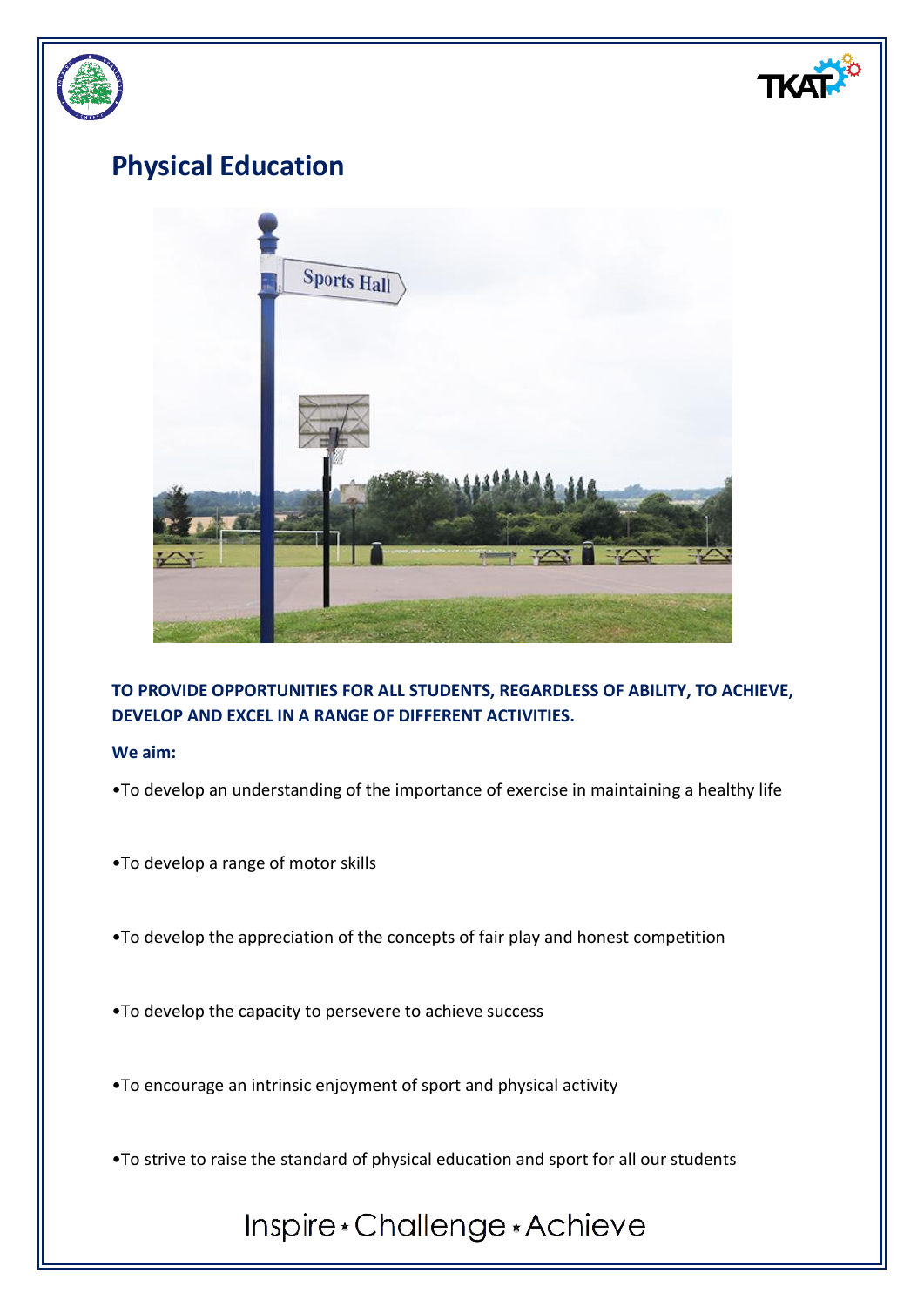# Physical Education

**TO PROVIDE OPPORTUNITIES FOR ALL STUDENTS, REGARDLESS OF ABILITY, TO ACHIEVE, DEVELOP AND EXCEL IN A RANGE OF DIFFERENT ACTIVITIES.**

**We aim:**

- To develop an understanding of the importance of exercise in maintaining a healthy life
- To develop a range of motor skills
- To develop the appreciation of the concepts of fair play and honest competition
- To develop the capacity to persevere to achieve success
- To encourage an intrinsic enjoyment of sport and physical activity
- To strive to raise the standard of physical education and sport for all our students

Inspire • Challenge • Achieve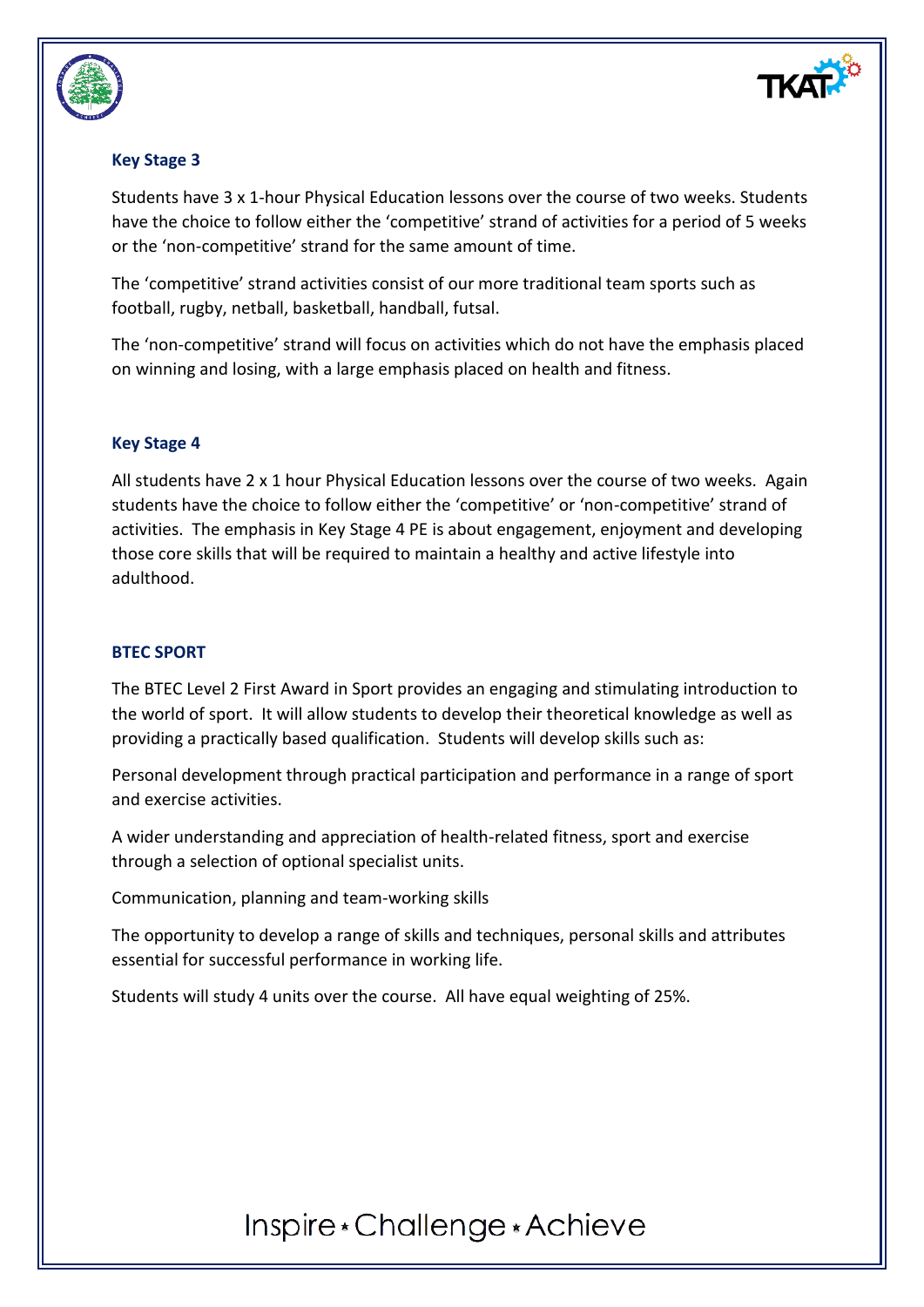### Key Stage 3

Students have 3 x 1-hour Physical Education lessons over the course of two weeks. Students have the choice to follow either the 'competitive' strand of activities for a period of 5 weeks or the 'non-competitive' strand for the same amount of time.

The 'competitive' strand activities consist of our more traditional team sports such as football, rugby, netball, basketball, handball, futsal.

The 'non-competitive' strand will focus on activities which do not have the emphasis placed on winning and losing, with a large emphasis placed on health and fitness.

### Key Stage 4

All students have 2 x 1 hour Physical Education lessons over the course of two weeks. Again students have the choice to follow either the 'competitive' or 'non-competitive' strand of activities. The emphasis in Key Stage 4 PE is about engagement, enjoyment and developing those core skills that will be required to maintain a healthy and active lifestyle into adulthood.

### BTEC SPORT

The BTEC Level 2 First Award in Sport provides an engaging and stimulating introduction to the world of sport. It will allow students to develop their theoretical knowledge as well as providing a practically based qualification. Students will develop skills such as:

Personal development through practical participation and performance in a range of sport and exercise activities.

A wider understanding and appreciation of health-related fitness, sport and exercise through a selection of optional specialist units.

Communication, planning and team-working skills

The opportunity to develop a range of skills and techniques, personal skills and attributes essential for successful performance in working life.

Students will study 4 units over the course. All have equal weighting of 25%.

Inspire • Challenge • Achieve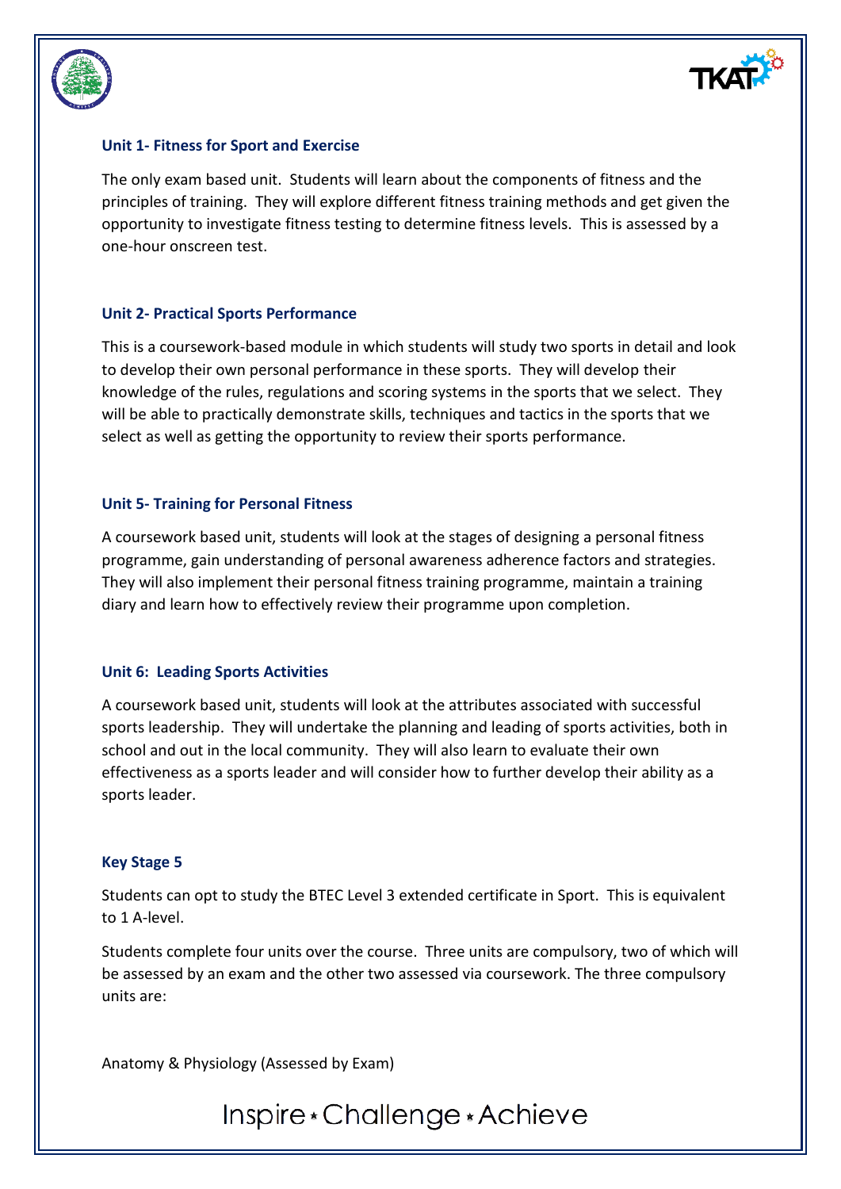### Unit 1- Fitness for Sport and Exercise

The only exam based unit. Students will learn about the components of fitness and the principles of training. They will explore different fitness training methods and get given the opportunity to investigate fitness testing to determine fitness levels. This is assessed by a one-hour onscreen test.

### Unit 2- Practical Sports Performance

This is a coursework-based module in which students will study two sports in detail and look to develop their own personal performance in these sports. They will develop their knowledge of the rules, regulations and scoring systems in the sports that we select. They will be able to practically demonstrate skills, techniques and tactics in the sports that we select as well as getting the opportunity to review their sports performance.

### Unit 5- Training for Personal Fitness

A coursework based unit, students will look at the stages of designing a personal fitness programme, gain understanding of personal awareness adherence factors and strategies. They will also implement their personal fitness training programme, maintain a training diary and learn how to effectively review their programme upon completion.

### Unit 6: Leading Sports Activities

A coursework based unit, students will look at the attributes associated with successful sports leadership. They will undertake the planning and leading of sports activities, both in school and out in the local community. They will also learn to evaluate their own effectiveness as a sports leader and will consider how to further develop their ability as a sports leader.

### Key Stage 5

Students can opt to study the BTEC Level 3 extended certificate in Sport. This is equivalent to 1 A-level.

Students complete four units over the course. Three units are compulsory, two of which will be assessed by an exam and the other two assessed via coursework. The three compulsory units are:

Anatomy & Physiology (Assessed by Exam)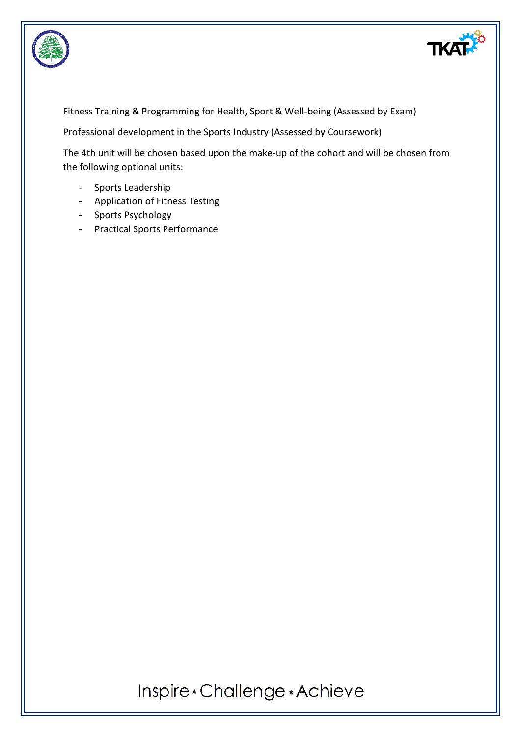Fitness Training & Programming for Health, Sport & Well-being (Assessed by Exam)

Professional development in the Sports Industry (Assessed by Coursework)

The 4th unit will be chosen based upon the make-up of the cohort and will be chosen from the following optional units:

- Sports Leadership
- Application of Fitness Testing
- Sports Psychology
- Practical Sports Performance